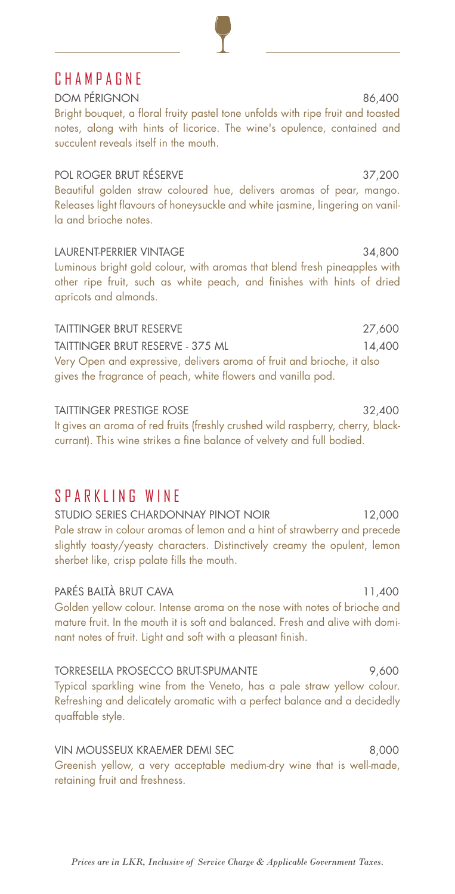## CHAMPAGNE

**DOM PÉRIGNON** 86,400

Bright bouquet, a floral fruity pastel tone unfolds with ripe fruit and toasted notes, along with hints of licorice. The wine's opulence, contained and succulent reveals itself in the mouth.

**POL ROGER BRUT RÉSERVE** 37,200

Beautiful golden straw coloured hue, delivers aromas of pear, mango. Releases light flavours of honeysuckle and white jasmine, lingering on vanilla and brioche notes.

**LAURENT-PERRIER VINTAGE** 34,800

Luminous bright gold colour, with aromas that blend fresh pineapples with other ripe fruit, such as white peach, and finishes with hints of dried apricots and almonds.

**TAITTINGER BRUT RESERVE** 27,600

**TAITTINGER BRUT RESERVE - 375 ML** 14,400

Very Open and expressive, delivers aroma of fruit and brioche, it also gives the fragrance of peach, white flowers and vanilla pod.

**TAITTINGER PRESTIGE ROSE** 32,400

It gives an aroma of red fruits (freshly crushed wild raspberry, cherry, blackcurrant). This wine strikes a fine balance of velvety and full bodied.

## SPARKLING WINE

**STUDIO SERIES CHARDONNAY PINOT NOIR** 12,000

Pale straw in colour aromas of lemon and a hint of strawberry and precede slightly toasty/yeasty characters. Distinctively creamy the opulent, lemon sherbet like, crisp palate fills the mouth.

**PARÉS BALTÀ BRUT CAVA** 11,400

Golden yellow colour. Intense aroma on the nose with notes of brioche and mature fruit. In the mouth it is soft and balanced. Fresh and alive with dominant notes of fruit. Light and soft with a pleasant finish.

**TORRESELLA PROSECCO BRUT-SPUMANTE** 9,600

Typical sparkling wine from the Veneto, has a pale straw yellow colour. Refreshing and delicately aromatic with a perfect balance and a decidedly quaffable style.

**VIN MOUSSEUX KRAEMER DEMI SEC** 8,000

Greenish yellow, a very acceptable medium-dry wine that is well-made, retaining fruit and freshness.

*Prices are in LKR, Inclusive of Service Charge & Applicable Government Taxes.*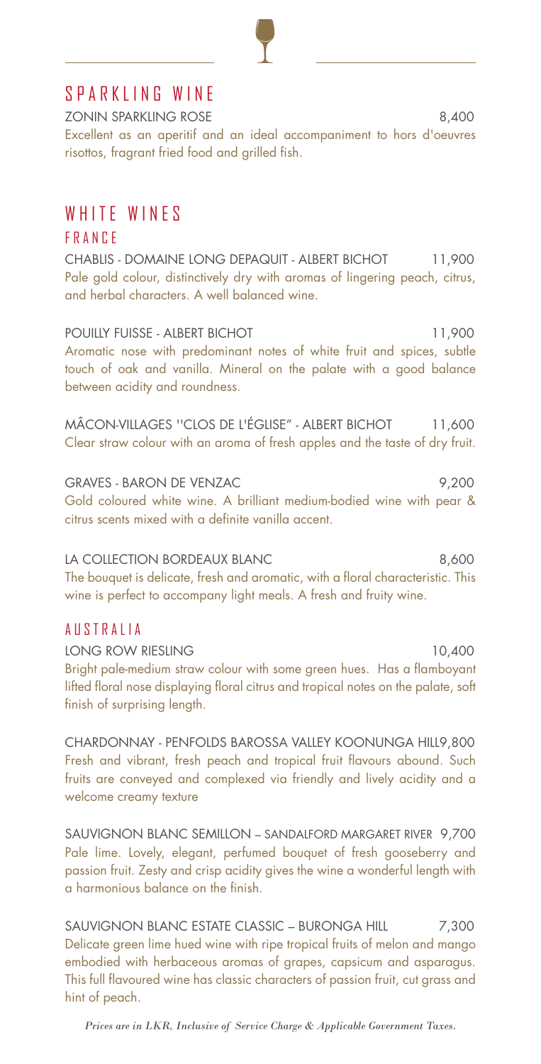## SPARKLING WINE

ZONIN SPARKLING ROSE 8,400

Excellent as an aperitif and an ideal accompaniment to hors d'oeuvres risottos, fragrant fried food and grilled fish.

## WHITE WINES

### FRANCE

CHABLIS - DOMAINE LONG DEPAQUIT - ALBERT BICHOT 11,900

Pale gold colour, distinctively dry with aromas of lingering peach, citrus, and herbal characters. A well balanced wine.

POUILLY FUISSE - ALBERT BICHOT 11,900

Aromatic nose with predominant notes of white fruit and spices, subtle touch of oak and vanilla. Mineral on the palate with a good balance between acidity and roundness.

MÂCON-VILLAGES "CLOS DE L'ÉGLISE" - ALBERT BICHOT 11,600

Clear straw colour with an aroma of fresh apples and the taste of dry fruit.

GRAVES - BARON DE VENZAC 9,200

Gold coloured white wine. A brilliant medium-bodied wine with pear & citrus scents mixed with a definite vanilla accent.

LA COLLECTION BORDEAUX BLANC 8,600

The bouquet is delicate, fresh and aromatic, with a floral characteristic. This wine is perfect to accompany light meals. A fresh and fruity wine.

### AUSTRALIA

LONG ROW RIESLING 10,400

Bright pale-medium straw colour with some green hues. Has a flamboyant lifted floral nose displaying floral citrus and tropical notes on the palate, soft finish of surprising length.

CHARDONNAY - PENFOLDS BAROSSA VALLEY KOONUNGA HILL 9,800

Fresh and vibrant, fresh peach and tropical fruit flavours abound. Such fruits are conveyed and complexed via friendly and lively acidity and a welcome creamy texture

SAUVIGNON BLANC SEMILLON – SANDALFORD MARGARET RIVER 9,700

Pale lime. Lovely, elegant, perfumed bouquet of fresh gooseberry and passion fruit. Zesty and crisp acidity gives the wine a wonderful length with a harmonious balance on the finish.

SAUVIGNON BLANC ESTATE CLASSIC – BURONGA HILL 7,300

Delicate green lime hued wine with ripe tropical fruits of melon and mango embodied with herbaceous aromas of grapes, capsicum and asparagus. This full flavoured wine has classic characters of passion fruit, cut grass and hint of peach.

*Prices are in LKR, Inclusive of Service Charge & Applicable Government Taxes.*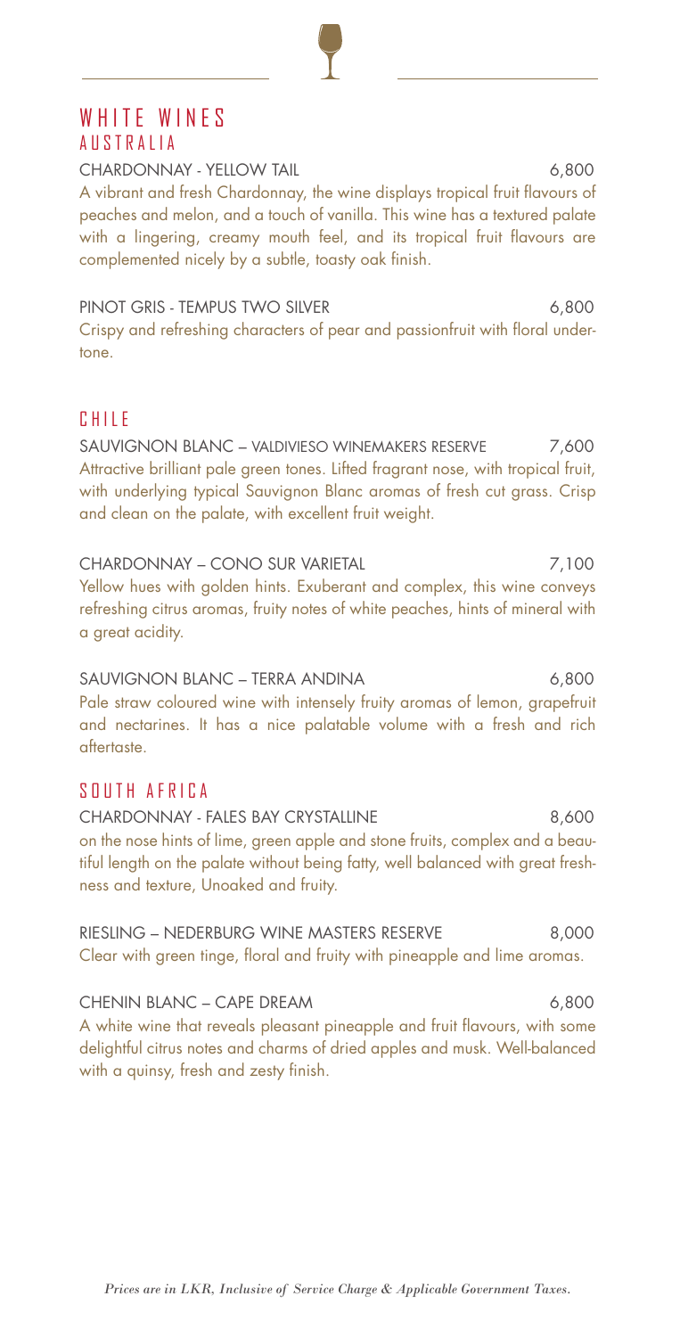# WHITE WINES

## AUSTRALIA

**CHARDONNAY - YELLOW TAIL** 6,800

A vibrant and fresh Chardonnay, the wine displays tropical fruit flavours of peaches and melon, and a touch of vanilla. This wine has a textured palate with a lingering, creamy mouth feel, and its tropical fruit flavours are complemented nicely by a subtle, toasty oak finish.

**PINOT GRIS - TEMPUS TWO SILVER** 6,800

Crispy and refreshing characters of pear and passionfruit with floral undertone.

## CHILE

**SAUVIGNON BLANC – VALDIVIESO WINEMAKERS RESERVE** 7,600

Attractive brilliant pale green tones. Lifted fragrant nose, with tropical fruit, with underlying typical Sauvignon Blanc aromas of fresh cut grass. Crisp and clean on the palate, with excellent fruit weight.

**CHARDONNAY – CONO SUR VARIETAL** 7,100

Yellow hues with golden hints. Exuberant and complex, this wine conveys refreshing citrus aromas, fruity notes of white peaches, hints of mineral with a great acidity.

**SAUVIGNON BLANC – TERRA ANDINA** 6,800

Pale straw coloured wine with intensely fruity aromas of lemon, grapefruit and nectarines. It has a nice palatable volume with a fresh and rich aftertaste.

## SOUTH AFRICA

**CHARDONNAY - FALES BAY CRYSTALLINE** 8,600

on the nose hints of lime, green apple and stone fruits, complex and a beautiful length on the palate without being fatty, well balanced with great freshness and texture, Unoaked and fruity.

**RIESLING – NEDERBURG WINE MASTERS RESERVE** 8,000

Clear with green tinge, floral and fruity with pineapple and lime aromas.

**CHENIN BLANC – CAPE DREAM** 6,800

A white wine that reveals pleasant pineapple and fruit flavours, with some delightful citrus notes and charms of dried apples and musk. Well-balanced with a quinsy, fresh and zesty finish.

*Prices are in LKR, Inclusive of Service Charge & Applicable Government Taxes.*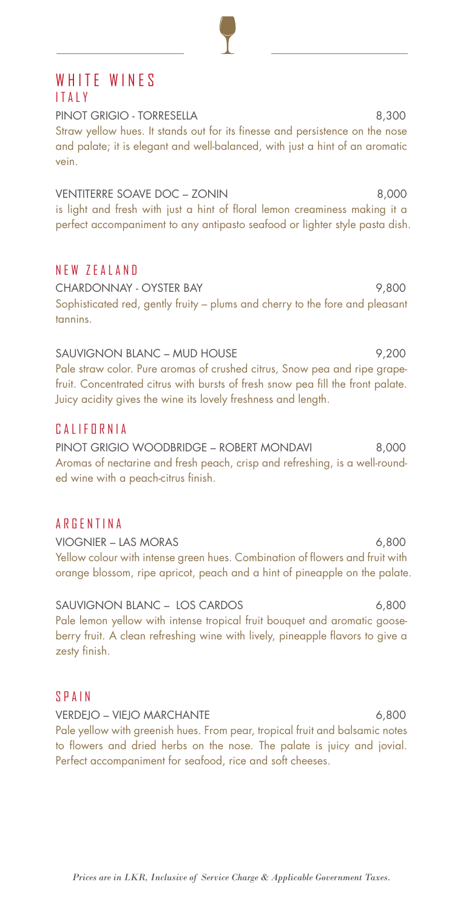# WHITE WINES

## ITALY

**PINOT GRIGIO - TORRESELLA** 8,300

Straw yellow hues. It stands out for its finesse and persistence on the nose and palate; it is elegant and well-balanced, with just a hint of an aromatic vein.

**VENTITERRE SOAVE DOC – ZONIN** 8,000

is light and fresh with just a hint of floral lemon creaminess making it a perfect accompaniment to any antipasto seafood or lighter style pasta dish.

## NEW ZEALAND

**CHARDONNAY - OYSTER BAY** 9,800

Sophisticated red, gently fruity – plums and cherry to the fore and pleasant tannins.

**SAUVIGNON BLANC – MUD HOUSE** 9,200

Pale straw color. Pure aromas of crushed citrus, Snow pea and ripe grapefruit. Concentrated citrus with bursts of fresh snow pea fill the front palate. Juicy acidity gives the wine its lovely freshness and length.

## CALIFORNIA

**PINOT GRIGIO WOODBRIDGE – ROBERT MONDAVI** 8,000

Aromas of nectarine and fresh peach, crisp and refreshing, is a well-rounded wine with a peach-citrus finish.

## ARGENTINA

**VIOGNIER – LAS MORAS** 6,800

Yellow colour with intense green hues. Combination of flowers and fruit with orange blossom, ripe apricot, peach and a hint of pineapple on the palate.

**SAUVIGNON BLANC – LOS CARDOS** 6,800

Pale lemon yellow with intense tropical fruit bouquet and aromatic gooseberry fruit. A clean refreshing wine with lively, pineapple flavors to give a zesty finish.

## SPAIN

**VERDEJO – VIEJO MARCHANTE** 6,800

Pale yellow with greenish hues. From pear, tropical fruit and balsamic notes to flowers and dried herbs on the nose. The palate is juicy and jovial. Perfect accompaniment for seafood, rice and soft cheeses.

*Prices are in LKR, Inclusive of Service Charge & Applicable Government Taxes.*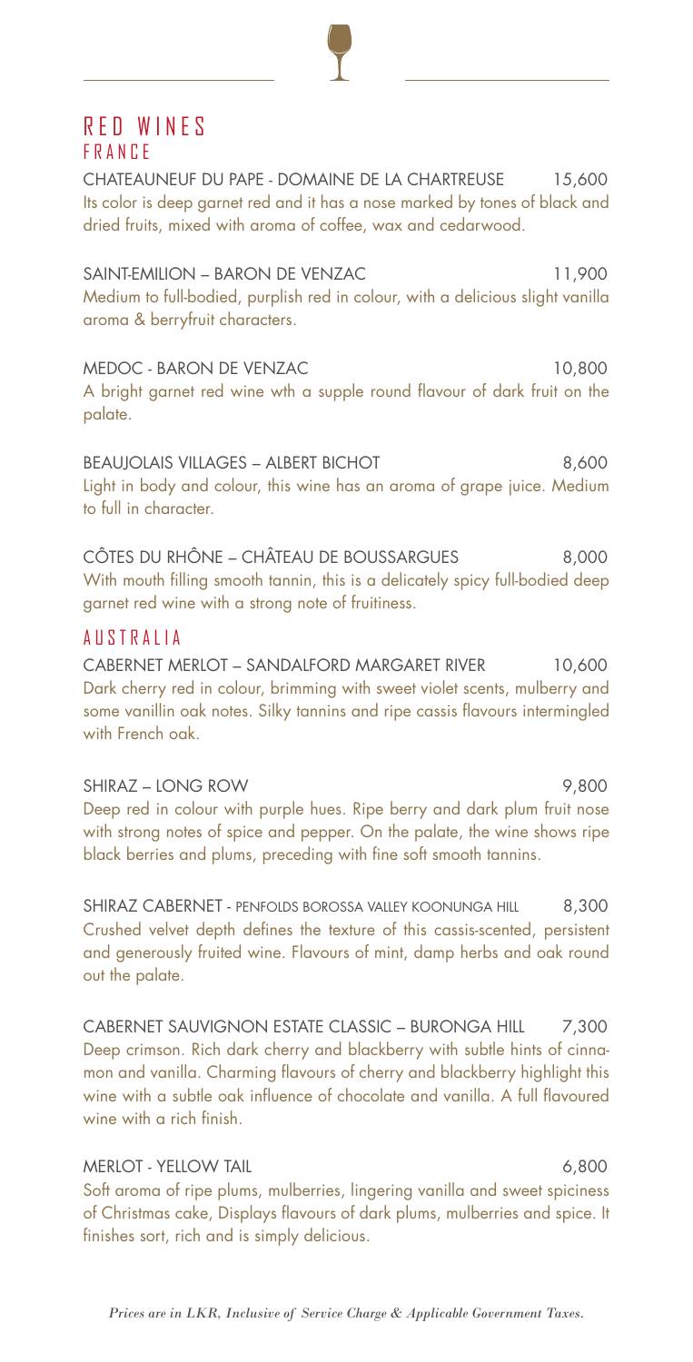# RED WINES

## FRANCE

**CHATEAUNEUF DU PAPE - DOMAINE DE LA CHARTREUSE** 15,600

Its color is deep garnet red and it has a nose marked by tones of black and dried fruits, mixed with aroma of coffee, wax and cedarwood.

**SAINT-EMILION – BARON DE VENZAC** 11,900

Medium to full-bodied, purplish red in colour, with a delicious slight vanilla aroma & berryfruit characters.

**MEDOC - BARON DE VENZAC** 10,800

A bright garnet red wine wth a supple round flavour of dark fruit on the palate.

**BEAUJOLAIS VILLAGES – ALBERT BICHOT** 8,600

Light in body and colour, this wine has an aroma of grape juice. Medium to full in character.

**CÔTES DU RHÔNE – CHÂTEAU DE BOUSSARGUES** 8,000

With mouth filling smooth tannin, this is a delicately spicy full-bodied deep garnet red wine with a strong note of fruitiness.

## AUSTRALIA

**CABERNET MERLOT – SANDALFORD MARGARET RIVER** 10,600

Dark cherry red in colour, brimming with sweet violet scents, mulberry and some vanillin oak notes. Silky tannins and ripe cassis flavours intermingled with French oak.

**SHIRAZ – LONG ROW** 9,800

Deep red in colour with purple hues. Ripe berry and dark plum fruit nose with strong notes of spice and pepper. On the palate, the wine shows ripe black berries and plums, preceding with fine soft smooth tannins.

**SHIRAZ CABERNET - PENFOLDS BOROSSA VALLEY KOONUNGA HILL** 8,300

Crushed velvet depth defines the texture of this cassis-scented, persistent and generously fruited wine. Flavours of mint, damp herbs and oak round out the palate.

**CABERNET SAUVIGNON ESTATE CLASSIC – BURONGA HILL** 7,300

Deep crimson. Rich dark cherry and blackberry with subtle hints of cinnamon and vanilla. Charming flavours of cherry and blackberry highlight this wine with a subtle oak influence of chocolate and vanilla. A full flavoured wine with a rich finish.

**MERLOT - YELLOW TAIL** 6,800

Soft aroma of ripe plums, mulberries, lingering vanilla and sweet spiciness of Christmas cake, Displays flavours of dark plums, mulberries and spice. It finishes sort, rich and is simply delicious.

*Prices are in LKR, Inclusive of Service Charge & Applicable Government Taxes.*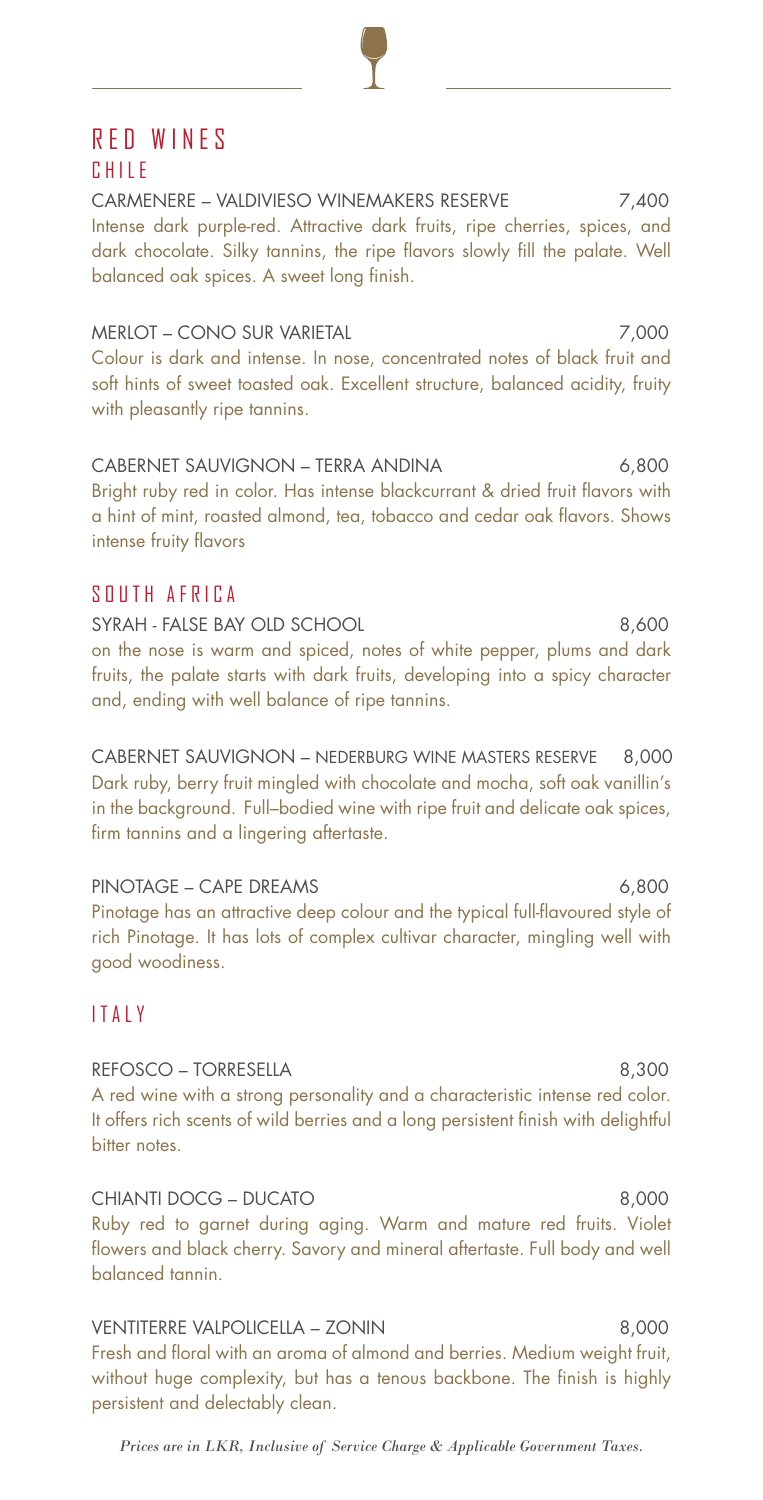# RED WINES

## CHILE

**CARMENERE – VALDIVIESO WINEMAKERS RESERVE** 7,400
Intense dark purple-red. Attractive dark fruits, ripe cherries, spices, and dark chocolate. Silky tannins, the ripe flavors slowly fill the palate. Well balanced oak spices. A sweet long finish.

**MERLOT – CONO SUR VARIETAL** 7,000
Colour is dark and intense. In nose, concentrated notes of black fruit and soft hints of sweet toasted oak. Excellent structure, balanced acidity, fruity with pleasantly ripe tannins.

**CABERNET SAUVIGNON – TERRA ANDINA** 6,800
Bright ruby red in color. Has intense blackcurrant & dried fruit flavors with a hint of mint, roasted almond, tea, tobacco and cedar oak flavors. Shows intense fruity flavors

## SOUTH AFRICA

**SYRAH - FALSE BAY OLD SCHOOL** 8,600
on the nose is warm and spiced, notes of white pepper, plums and dark fruits, the palate starts with dark fruits, developing into a spicy character and, ending with well balance of ripe tannins.

**CABERNET SAUVIGNON – NEDERBURG WINE MASTERS RESERVE** 8,000
Dark ruby, berry fruit mingled with chocolate and mocha, soft oak vanillin's in the background. Full–bodied wine with ripe fruit and delicate oak spices, firm tannins and a lingering aftertaste.

**PINOTAGE – CAPE DREAMS** 6,800
Pinotage has an attractive deep colour and the typical full-flavoured style of rich Pinotage. It has lots of complex cultivar character, mingling well with good woodiness.

## ITALY

**REFOSCO – TORRESELLA** 8,300
A red wine with a strong personality and a characteristic intense red color. It offers rich scents of wild berries and a long persistent finish with delightful bitter notes.

**CHIANTI DOCG – DUCATO** 8,000
Ruby red to garnet during aging. Warm and mature red fruits. Violet flowers and black cherry. Savory and mineral aftertaste. Full body and well balanced tannin.

**VENTITERRE VALPOLICELLA – ZONIN** 8,000
Fresh and floral with an aroma of almond and berries. Medium weight fruit, without huge complexity, but has a tenous backbone. The finish is highly persistent and delectably clean.

*Prices are in LKR, Inclusive of Service Charge & Applicable Government Taxes.*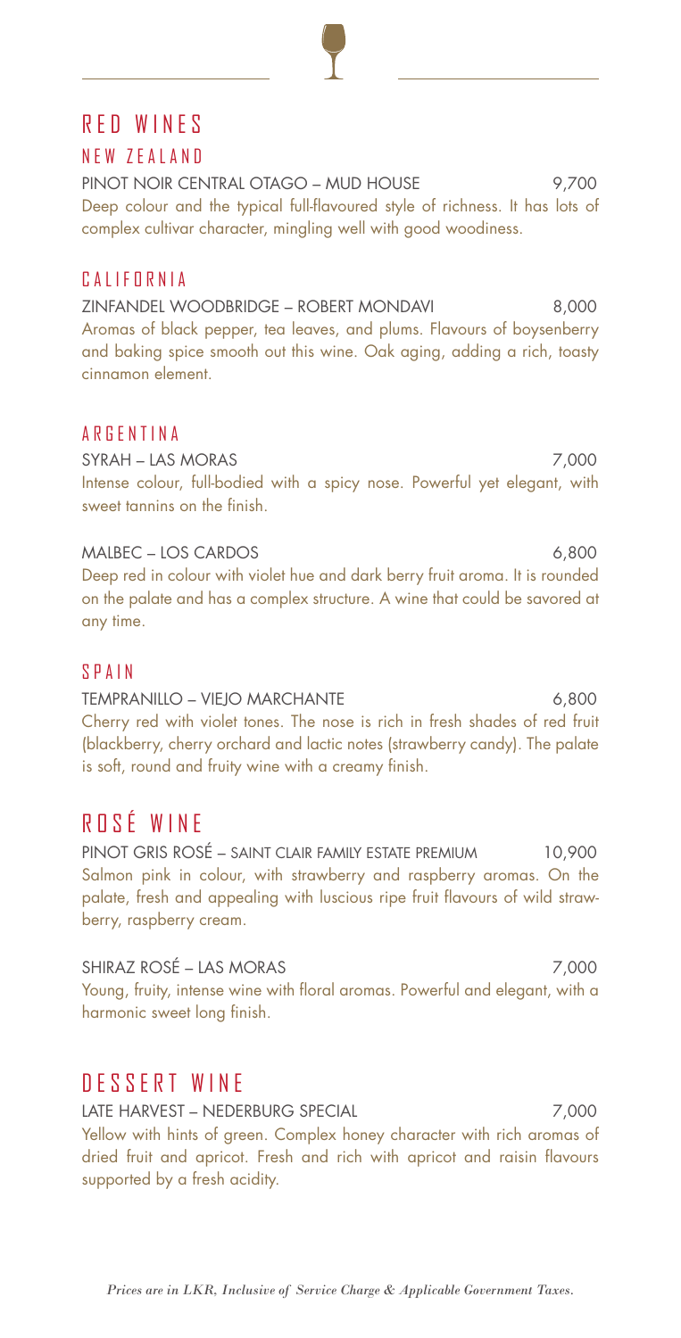# RED WINES

## NEW ZEALAND

PINOT NOIR CENTRAL OTAGO – MUD HOUSE 9,700

Deep colour and the typical full-flavoured style of richness. It has lots of complex cultivar character, mingling well with good woodiness.

## CALIFORNIA

ZINFANDEL WOODBRIDGE – ROBERT MONDAVI 8,000

Aromas of black pepper, tea leaves, and plums. Flavours of boysenberry and baking spice smooth out this wine. Oak aging, adding a rich, toasty cinnamon element.

## ARGENTINA

SYRAH – LAS MORAS 7,000

Intense colour, full-bodied with a spicy nose. Powerful yet elegant, with sweet tannins on the finish.

MALBEC – LOS CARDOS 6,800

Deep red in colour with violet hue and dark berry fruit aroma. It is rounded on the palate and has a complex structure. A wine that could be savored at any time.

## SPAIN

TEMPRANILLO – VIEJO MARCHANTE 6,800

Cherry red with violet tones. The nose is rich in fresh shades of red fruit (blackberry, cherry orchard and lactic notes (strawberry candy). The palate is soft, round and fruity wine with a creamy finish.

# ROSÉ WINE

PINOT GRIS ROSÉ – SAINT CLAIR FAMILY ESTATE PREMIUM 10,900

Salmon pink in colour, with strawberry and raspberry aromas. On the palate, fresh and appealing with luscious ripe fruit flavours of wild strawberry, raspberry cream.

SHIRAZ ROSÉ – LAS MORAS 7,000

Young, fruity, intense wine with floral aromas. Powerful and elegant, with a harmonic sweet long finish.

# DESSERT WINE

LATE HARVEST – NEDERBURG SPECIAL 7,000

Yellow with hints of green. Complex honey character with rich aromas of dried fruit and apricot. Fresh and rich with apricot and raisin flavours supported by a fresh acidity.

*Prices are in LKR, Inclusive of Service Charge & Applicable Government Taxes.*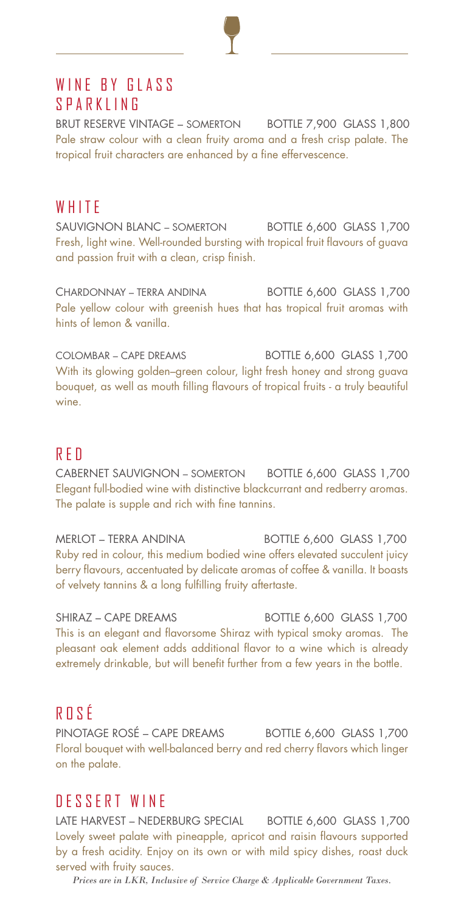# WINE BY GLASS

## SPARKLING

BRUT RESERVE VINTAGE – SOMERTON BOTTLE 7,900 GLASS 1,800

Pale straw colour with a clean fruity aroma and a fresh crisp palate. The tropical fruit characters are enhanced by a fine effervescence.

## WHITE

SAUVIGNON BLANC – SOMERTON BOTTLE 6,600 GLASS 1,700

Fresh, light wine. Well-rounded bursting with tropical fruit flavours of guava and passion fruit with a clean, crisp finish.

CHARDONNAY – TERRA ANDINA BOTTLE 6,600 GLASS 1,700

Pale yellow colour with greenish hues that has tropical fruit aromas with hints of lemon & vanilla.

COLOMBAR – CAPE DREAMS BOTTLE 6,600 GLASS 1,700

With its glowing golden–green colour, light fresh honey and strong guava bouquet, as well as mouth filling flavours of tropical fruits - a truly beautiful wine.

## RED

CABERNET SAUVIGNON – SOMERTON BOTTLE 6,600 GLASS 1,700

Elegant full-bodied wine with distinctive blackcurrant and redberry aromas. The palate is supple and rich with fine tannins.

MERLOT – TERRA ANDINA BOTTLE 6,600 GLASS 1,700

Ruby red in colour, this medium bodied wine offers elevated succulent juicy berry flavours, accentuated by delicate aromas of coffee & vanilla. It boasts of velvety tannins & a long fulfilling fruity aftertaste.

SHIRAZ – CAPE DREAMS BOTTLE 6,600 GLASS 1,700

This is an elegant and flavorsome Shiraz with typical smoky aromas. The pleasant oak element adds additional flavor to a wine which is already extremely drinkable, but will benefit further from a few years in the bottle.

## ROSÉ

PINOTAGE ROSÉ – CAPE DREAMS BOTTLE 6,600 GLASS 1,700

Floral bouquet with well-balanced berry and red cherry flavors which linger on the palate.

## DESSERT WINE

LATE HARVEST – NEDERBURG SPECIAL BOTTLE 6,600 GLASS 1,700

Lovely sweet palate with pineapple, apricot and raisin flavours supported by a fresh acidity. Enjoy on its own or with mild spicy dishes, roast duck served with fruity sauces.

*Prices are in LKR, Inclusive of Service Charge & Applicable Government Taxes.*